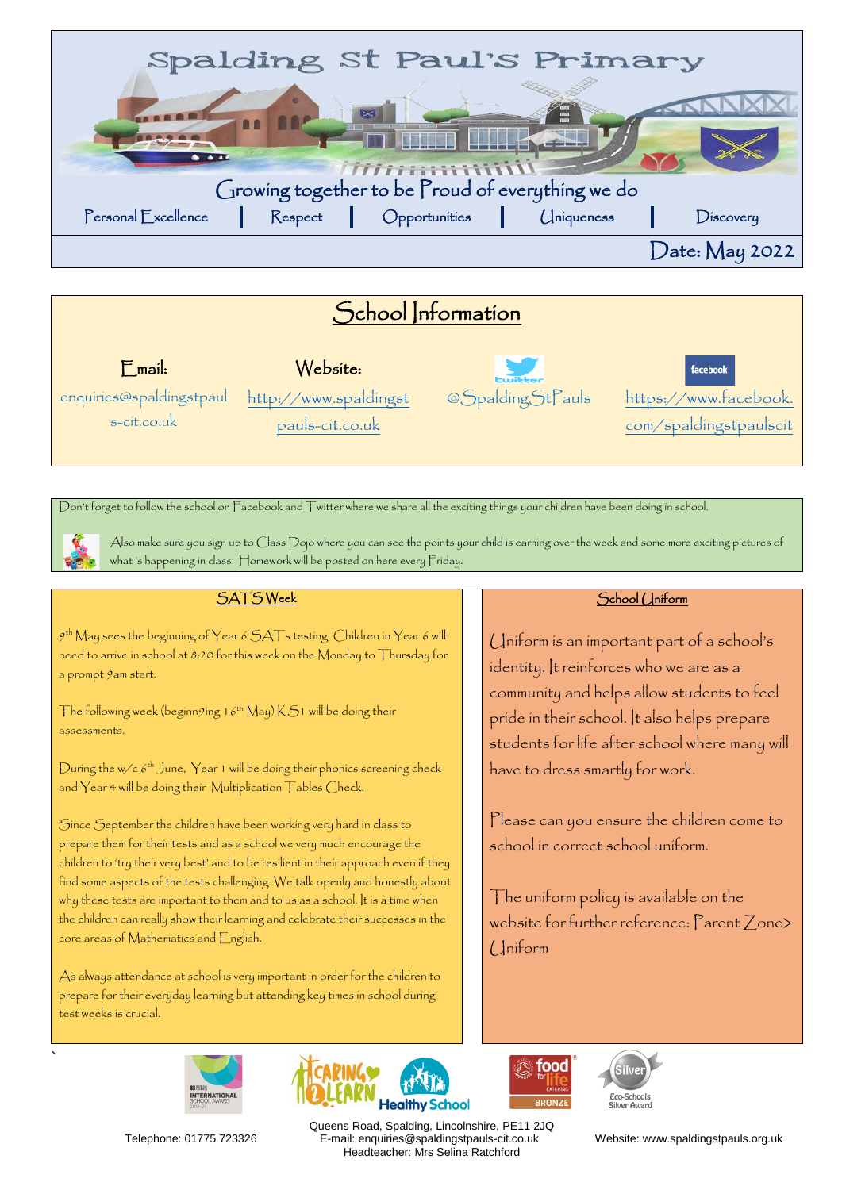# Spalding St Paul's Primary

Growing together to be Proud of everything we do

Personal Excellence | Respect | Opportunities | Uniqueness | Discovery

Date: May 2022

## School Information

**Email:** enquiries@spaldingstpauls-cit.co.uk

**Website:** http://www.spaldingstpauls-cit.co.uk

**Twitter:** @SpaldingStPauls

**Facebook:** https://www.facebook.com/spaldingstpaulscit

Don't forget to follow the school on Facebook and Twitter where we share all the exciting things your children have been doing in school.

Also make sure you sign up to Class Dojo where you can see the points your child is earning over the week and some more exciting pictures of what is happening in class. Homework will be posted on here every Friday.

### SATS Week

9th May sees the beginning of Year 6 SATs testing. Children in Year 6 will need to arrive in school at 8:20 for this week on the Monday to Thursday for a prompt 9am start.

The following week (beginn9ing 16th May) KS1 will be doing their assessments.

During the w/c 6th June, Year 1 will be doing their phonics screening check and Year 4 will be doing their Multiplication Tables Check.

Since September the children have been working very hard in class to prepare them for their tests and as a school we very much encourage the children to 'try their very best' and to be resilient in their approach even if they find some aspects of the tests challenging. We talk openly and honestly about why these tests are important to them and to us as a school. It is a time when the children can really show their learning and celebrate their successes in the core areas of Mathematics and English.

As always attendance at school is very important in order for the children to prepare for their everyday learning but attending key times in school during test weeks is crucial.

### School Uniform

Uniform is an important part of a school's identity. It reinforces who we are as a community and helps allow students to feel pride in their school. It also helps prepare students for life after school where many will have to dress smartly for work.

Please can you ensure the children come to school in correct school uniform.

The uniform policy is available on the website for further reference: Parent Zone> Uniform

Telephone: 01775 723326

Queens Road, Spalding, Lincolnshire, PE11 2JQ
E-mail: enquiries@spaldingstpauls-cit.co.uk
Headteacher: Mrs Selina Ratchford

Website: www.spaldingstpauls.org.uk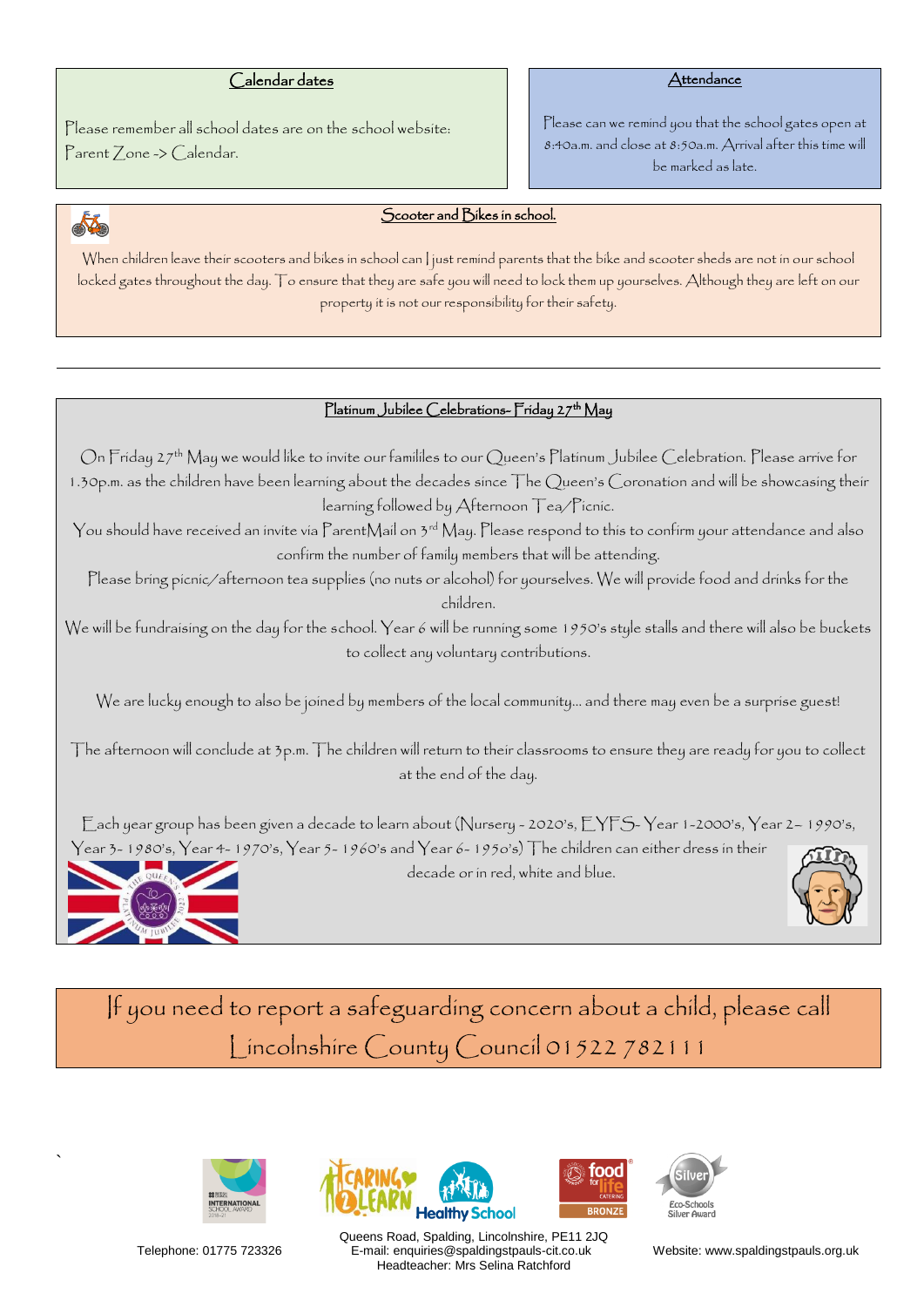## Calendar dates

Please remember all school dates are on the school website: Parent Zone -> Calendar.

## Attendance

Please can we remind you that the school gates open at 8:40a.m. and close at 8:50a.m. Arrival after this time will be marked as late.

## Scooter and Bikes in school.

When children leave their scooters and bikes in school can I just remind parents that the bike and scooter sheds are not in our school locked gates throughout the day. To ensure that they are safe you will need to lock them up yourselves. Although they are left on our property it is not our responsibility for their safety.

---

## Platinum Jubilee Celebrations- Friday 27th May

On Friday 27th May we would like to invite our famililes to our Queen's Platinum Jubilee Celebration. Please arrive for 1.30p.m. as the children have been learning about the decades since The Queen's Coronation and will be showcasing their learning followed by Afternoon Tea/Picnic.

You should have received an invite via ParentMail on 3rd May. Please respond to this to confirm your attendance and also confirm the number of family members that will be attending.

Please bring picnic/afternoon tea supplies (no nuts or alcohol) for yourselves. We will provide food and drinks for the children.

We will be fundraising on the day for the school. Year 6 will be running some 1950's style stalls and there will also be buckets to collect any voluntary contributions.

We are lucky enough to also be joined by members of the local community… and there may even be a surprise guest!

The afternoon will conclude at 3p.m. The children will return to their classrooms to ensure they are ready for you to collect at the end of the day.

Each year group has been given a decade to learn about (Nursery - 2020's, EYFS- Year 1-2000's, Year 2– 1990's, Year 3- 1980's, Year 4- 1970's, Year 5- 1960's and Year 6- 1950's) The children can either dress in their decade or in red, white and blue.

**If you need to report a safeguarding concern about a child, please call Lincolnshire County Council 01522 782111**

Telephone: 01775 723326

Queens Road, Spalding, Lincolnshire, PE11 2JQ
E-mail: enquiries@spaldingstpauls-cit.co.uk
Headteacher: Mrs Selina Ratchford

Website: www.spaldingstpauls.org.uk